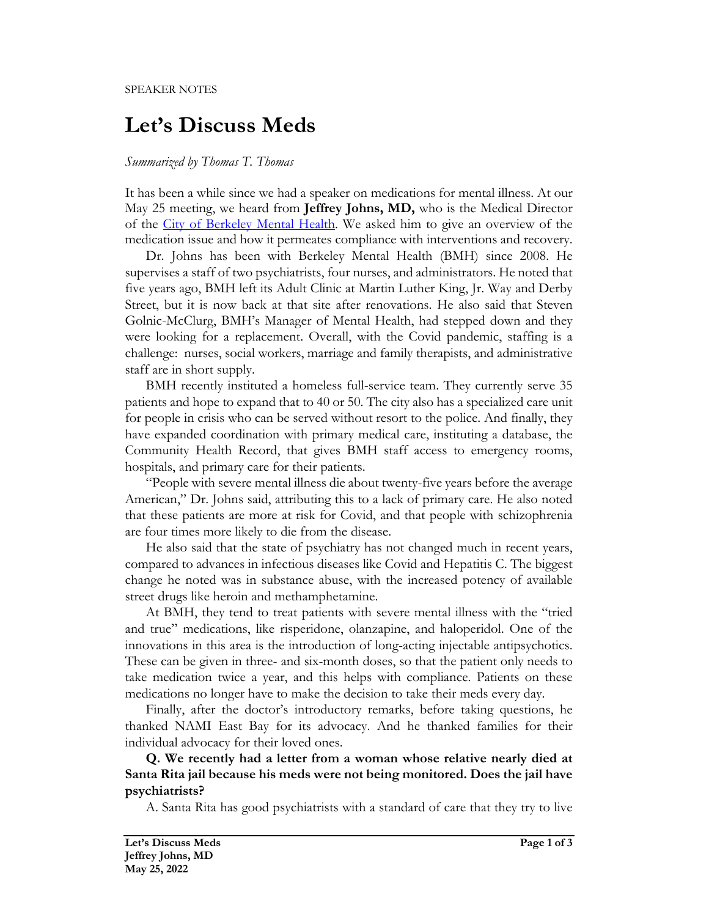SPEAKER NOTES

# Let's Discuss Meds

*Summarized by Thomas T. Thomas*

It has been a while since we had a speaker on medications for mental illness. At our May 25 meeting, we heard from **Jeffrey Johns, MD,** who is the Medical Director of the [City of Berkeley Mental Health](). We asked him to give an overview of the medication issue and how it permeates compliance with interventions and recovery.

Dr. Johns has been with Berkeley Mental Health (BMH) since 2008. He supervises a staff of two psychiatrists, four nurses, and administrators. He noted that five years ago, BMH left its Adult Clinic at Martin Luther King, Jr. Way and Derby Street, but it is now back at that site after renovations. He also said that Steven Golnic-McClurg, BMH's Manager of Mental Health, had stepped down and they were looking for a replacement. Overall, with the Covid pandemic, staffing is a challenge: nurses, social workers, marriage and family therapists, and administrative staff are in short supply.

BMH recently instituted a homeless full-service team. They currently serve 35 patients and hope to expand that to 40 or 50. The city also has a specialized care unit for people in crisis who can be served without resort to the police. And finally, they have expanded coordination with primary medical care, instituting a database, the Community Health Record, that gives BMH staff access to emergency rooms, hospitals, and primary care for their patients.

"People with severe mental illness die about twenty-five years before the average American," Dr. Johns said, attributing this to a lack of primary care. He also noted that these patients are more at risk for Covid, and that people with schizophrenia are four times more likely to die from the disease.

He also said that the state of psychiatry has not changed much in recent years, compared to advances in infectious diseases like Covid and Hepatitis C. The biggest change he noted was in substance abuse, with the increased potency of available street drugs like heroin and methamphetamine.

At BMH, they tend to treat patients with severe mental illness with the "tried and true" medications, like risperidone, olanzapine, and haloperidol. One of the innovations in this area is the introduction of long-acting injectable antipsychotics. These can be given in three- and six-month doses, so that the patient only needs to take medication twice a year, and this helps with compliance. Patients on these medications no longer have to make the decision to take their meds every day.

Finally, after the doctor's introductory remarks, before taking questions, he thanked NAMI East Bay for its advocacy. And he thanked families for their individual advocacy for their loved ones.

**Q. We recently had a letter from a woman whose relative nearly died at Santa Rita jail because his meds were not being monitored. Does the jail have psychiatrists?**

A. Santa Rita has good psychiatrists with a standard of care that they try to live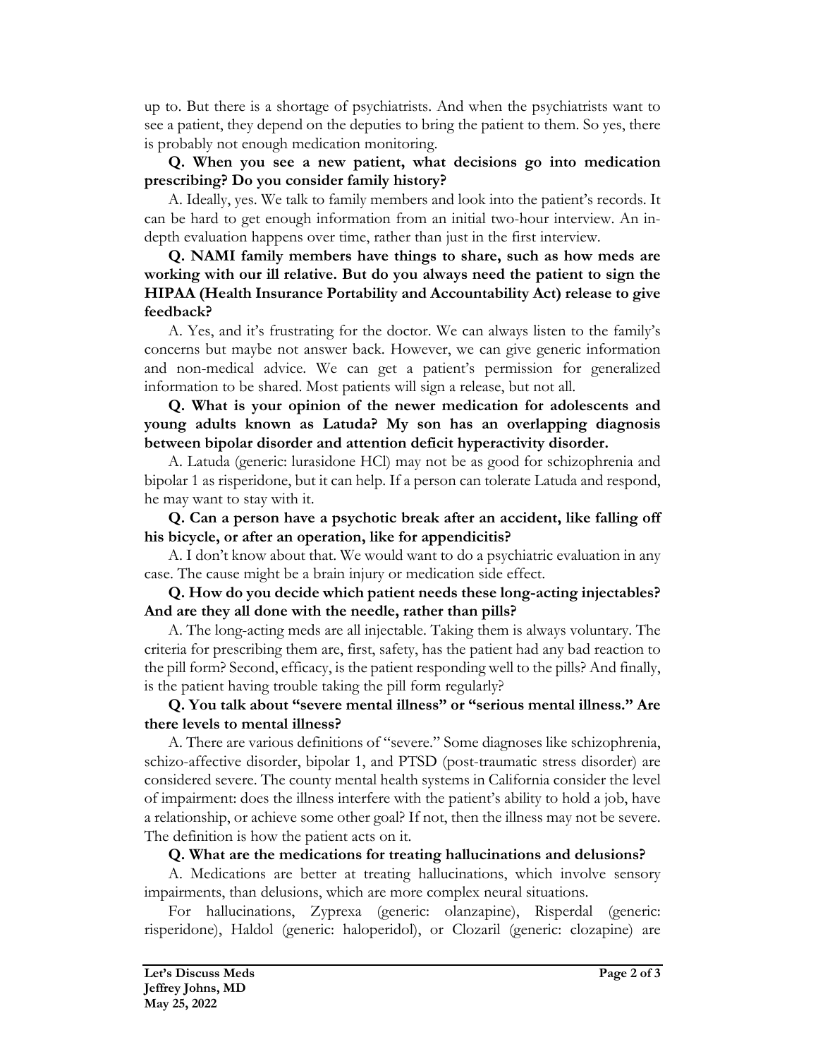up to. But there is a shortage of psychiatrists. And when the psychiatrists want to see a patient, they depend on the deputies to bring the patient to them. So yes, there is probably not enough medication monitoring.

**Q. When you see a new patient, what decisions go into medication prescribing? Do you consider family history?**

A. Ideally, yes. We talk to family members and look into the patient's records. It can be hard to get enough information from an initial two-hour interview. An in-depth evaluation happens over time, rather than just in the first interview.

**Q. NAMI family members have things to share, such as how meds are working with our ill relative. But do you always need the patient to sign the HIPAA (Health Insurance Portability and Accountability Act) release to give feedback?**

A. Yes, and it's frustrating for the doctor. We can always listen to the family's concerns but maybe not answer back. However, we can give generic information and non-medical advice. We can get a patient's permission for generalized information to be shared. Most patients will sign a release, but not all.

**Q. What is your opinion of the newer medication for adolescents and young adults known as Latuda? My son has an overlapping diagnosis between bipolar disorder and attention deficit hyperactivity disorder.**

A. Latuda (generic: lurasidone HCl) may not be as good for schizophrenia and bipolar 1 as risperidone, but it can help. If a person can tolerate Latuda and respond, he may want to stay with it.

**Q. Can a person have a psychotic break after an accident, like falling off his bicycle, or after an operation, like for appendicitis?**

A. I don't know about that. We would want to do a psychiatric evaluation in any case. The cause might be a brain injury or medication side effect.

**Q. How do you decide which patient needs these long-acting injectables? And are they all done with the needle, rather than pills?**

A. The long-acting meds are all injectable. Taking them is always voluntary. The criteria for prescribing them are, first, safety, has the patient had any bad reaction to the pill form? Second, efficacy, is the patient responding well to the pills? And finally, is the patient having trouble taking the pill form regularly?

**Q. You talk about "severe mental illness" or "serious mental illness." Are there levels to mental illness?**

A. There are various definitions of "severe." Some diagnoses like schizophrenia, schizo-affective disorder, bipolar 1, and PTSD (post-traumatic stress disorder) are considered severe. The county mental health systems in California consider the level of impairment: does the illness interfere with the patient's ability to hold a job, have a relationship, or achieve some other goal? If not, then the illness may not be severe. The definition is how the patient acts on it.

**Q. What are the medications for treating hallucinations and delusions?**

A. Medications are better at treating hallucinations, which involve sensory impairments, than delusions, which are more complex neural situations.

For hallucinations, Zyprexa (generic: olanzapine), Risperdal (generic: risperidone), Haldol (generic: haloperidol), or Clozaril (generic: clozapine) are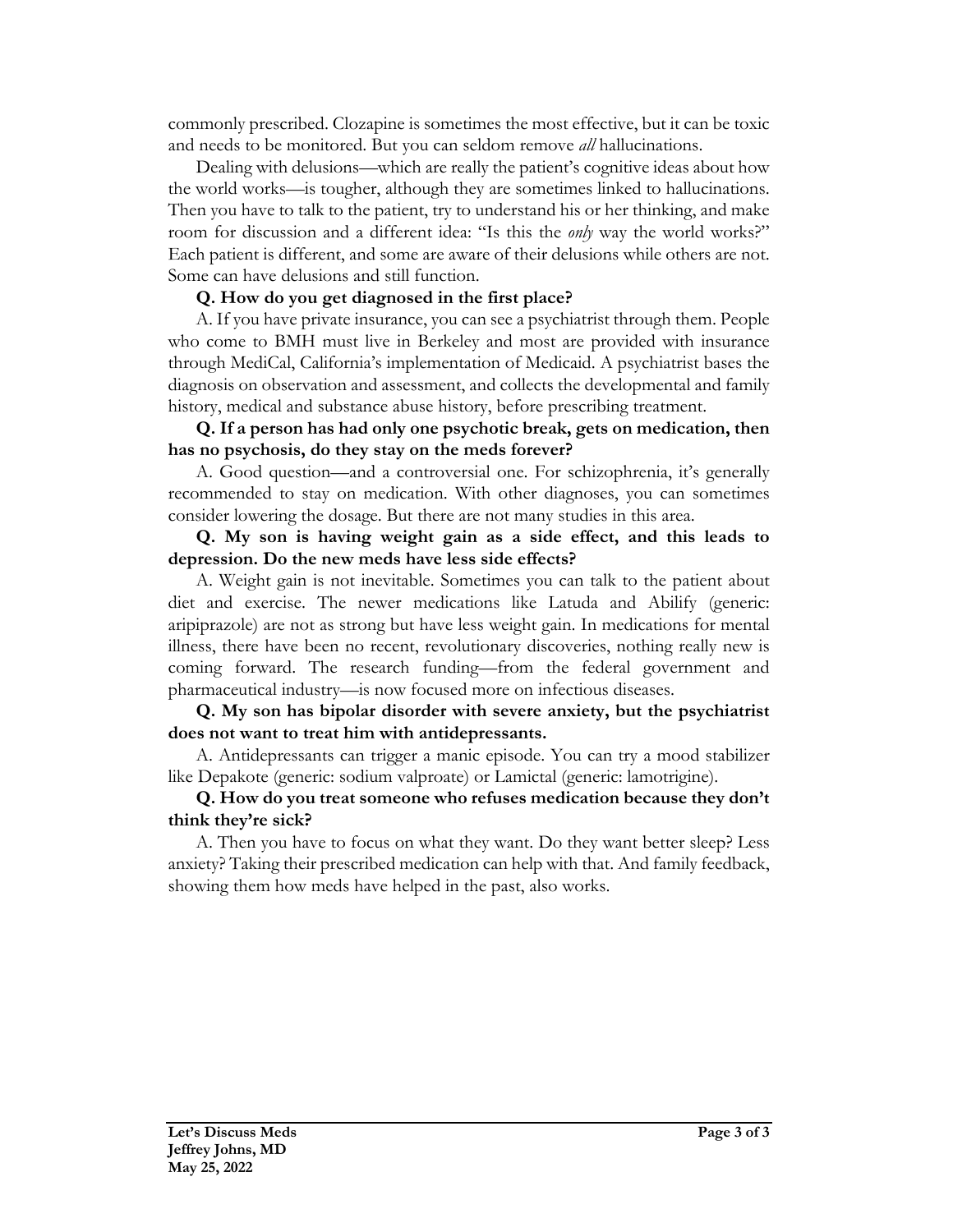commonly prescribed. Clozapine is sometimes the most effective, but it can be toxic and needs to be monitored. But you can seldom remove *all* hallucinations.

Dealing with delusions—which are really the patient's cognitive ideas about how the world works—is tougher, although they are sometimes linked to hallucinations. Then you have to talk to the patient, try to understand his or her thinking, and make room for discussion and a different idea: "Is this the *only* way the world works?" Each patient is different, and some are aware of their delusions while others are not. Some can have delusions and still function.

**Q. How do you get diagnosed in the first place?**

A. If you have private insurance, you can see a psychiatrist through them. People who come to BMH must live in Berkeley and most are provided with insurance through MediCal, California's implementation of Medicaid. A psychiatrist bases the diagnosis on observation and assessment, and collects the developmental and family history, medical and substance abuse history, before prescribing treatment.

**Q. If a person has had only one psychotic break, gets on medication, then has no psychosis, do they stay on the meds forever?**

A. Good question—and a controversial one. For schizophrenia, it's generally recommended to stay on medication. With other diagnoses, you can sometimes consider lowering the dosage. But there are not many studies in this area.

**Q. My son is having weight gain as a side effect, and this leads to depression. Do the new meds have less side effects?**

A. Weight gain is not inevitable. Sometimes you can talk to the patient about diet and exercise. The newer medications like Latuda and Abilify (generic: aripiprazole) are not as strong but have less weight gain. In medications for mental illness, there have been no recent, revolutionary discoveries, nothing really new is coming forward. The research funding—from the federal government and pharmaceutical industry—is now focused more on infectious diseases.

**Q. My son has bipolar disorder with severe anxiety, but the psychiatrist does not want to treat him with antidepressants.**

A. Antidepressants can trigger a manic episode. You can try a mood stabilizer like Depakote (generic: sodium valproate) or Lamictal (generic: lamotrigine).

**Q. How do you treat someone who refuses medication because they don't think they're sick?**

A. Then you have to focus on what they want. Do they want better sleep? Less anxiety? Taking their prescribed medication can help with that. And family feedback, showing them how meds have helped in the past, also works.